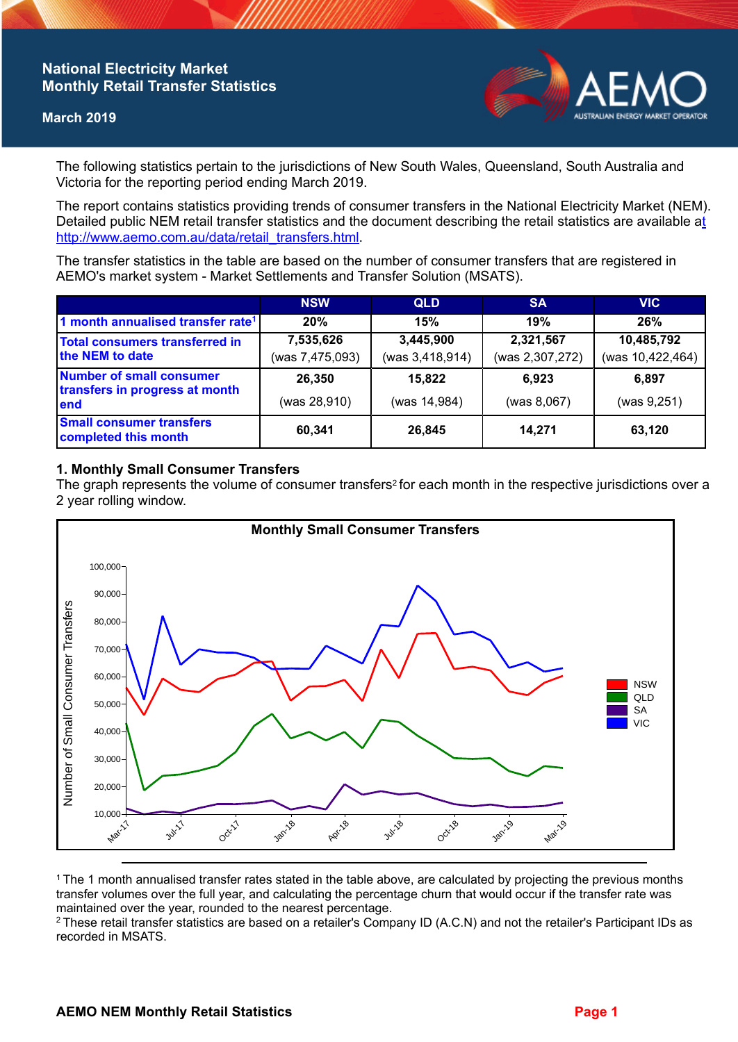# National Electricity Market Monthly Retail Transfer Statistics

**March 2019**

The following statistics pertain to the jurisdictions of New South Wales, Queensland, South Australia and Victoria for the reporting period ending March 2019.

The report contains statistics providing trends of consumer transfers in the National Electricity Market (NEM). Detailed public NEM retail transfer statistics and the document describing the retail statistics are available at http://www.aemo.com.au/data/retail_transfers.html.

The transfer statistics in the table are based on the number of consumer transfers that are registered in AEMO's market system - Market Settlements and Transfer Solution (MSATS).

| | NSW | QLD | SA | VIC |
|---|---|---|---|---|
| 1 month annualised transfer rate[1] | 20% | 15% | 19% | 26% |
| Total consumers transferred in the NEM to date | 7,535,626 (was 7,475,093) | 3,445,900 (was 3,418,914) | 2,321,567 (was 2,307,272) | 10,485,792 (was 10,422,464) |
| Number of small consumer transfers in progress at month end | 26,350 (was 28,910) | 15,822 (was 14,984) | 6,923 (was 8,067) | 6,897 (was 9,251) |
| Small consumer transfers completed this month | 60,341 | 26,845 | 14,271 | 63,120 |

## 1. Monthly Small Consumer Transfers

The graph represents the volume of consumer transfers[2] for each month in the respective jurisdictions over a 2 year rolling window.

[1] The 1 month annualised transfer rates stated in the table above, are calculated by projecting the previous months transfer volumes over the full year, and calculating the percentage churn that would occur if the transfer rate was maintained over the year, rounded to the nearest percentage.

[2] These retail transfer statistics are based on a retailer's Company ID (A.C.N) and not the retailer's Participant IDs as recorded in MSATS.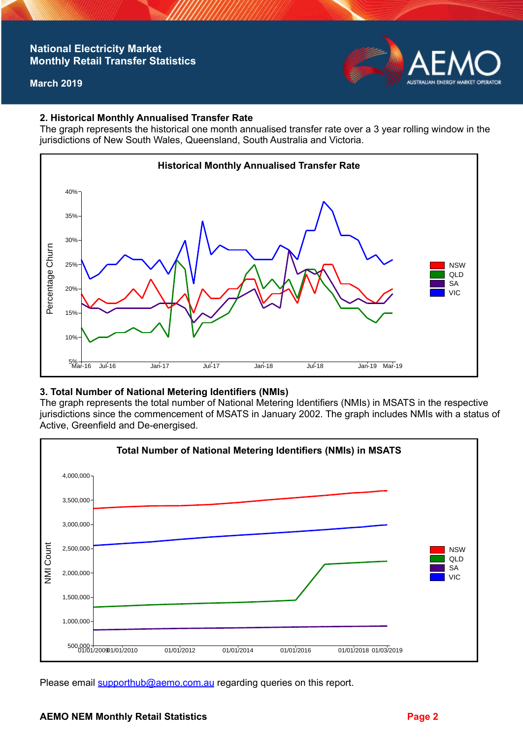## 2. Historical Monthly Annualised Transfer Rate

The graph represents the historical one month annualised transfer rate over a 3 year rolling window in the jurisdictions of New South Wales, Queensland, South Australia and Victoria.

**Historical Monthly Annualised Transfer Rate**

Percentage Churn

40%
35%
30%
25%
20%
15%
10%
5%

Mar-16 Jul-16 Jan-17 Jul-17 Jan-18 Jul-18 Jan-19 Mar-19

NSW
QLD
SA
VIC

## 3. Total Number of National Metering Identifiers (NMIs)

The graph represents the total number of National Metering Identifiers (NMIs) in MSATS in the respective jurisdictions since the commencement of MSATS in January 2002. The graph includes NMIs with a status of Active, Greenfield and De-energised.

**Total Number of National Metering Identifiers (NMIs) in MSATS**

NMI Count

4,000,000
3,500,000
3,000,000
2,500,000
2,000,000
1,500,000
1,000,000
500,000

01/01/2009 01/01/2010 01/01/2012 01/01/2014 01/01/2016 01/01/2018 01/03/2019

NSW
QLD
SA
VIC

Please email supporthub@aemo.com.au regarding queries on this report.